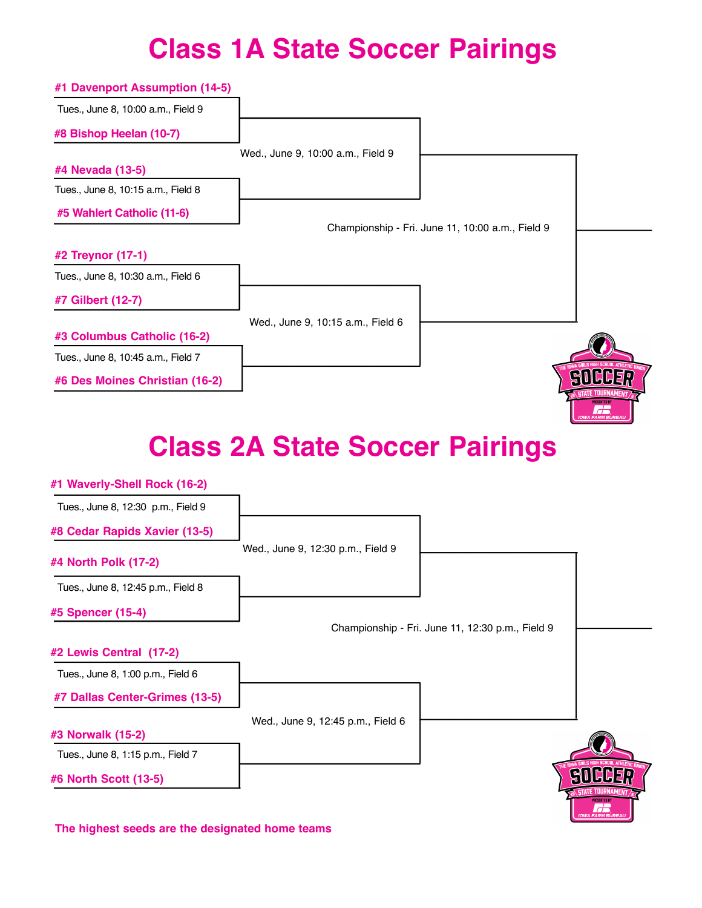# Class 1A State Soccer Pairings

**#1 Davenport Assumption (14-5)**

Tues., June 8, 10:00 a.m., Field 9

**#8 Bishop Heelan (10-7)**

Wed., June 9, 10:00 a.m., Field 9

**#4 Nevada (13-5)**

Tues., June 8, 10:15 a.m., Field 8

**#5 Wahlert Catholic (11-6)**

Championship - Fri. June 11, 10:00 a.m., Field 9

**#2 Treynor (17-1)**

Tues., June 8, 10:30 a.m., Field 6

**#7 Gilbert (12-7)**

Wed., June 9, 10:15 a.m., Field 6

**#3 Columbus Catholic (16-2)**

Tues., June 8, 10:45 a.m., Field 7

**#6 Des Moines Christian (16-2)**

# Class 2A State Soccer Pairings

**#1 Waverly-Shell Rock (16-2)**

Tues., June 8, 12:30 p.m., Field 9

**#8 Cedar Rapids Xavier (13-5)**

Wed., June 9, 12:30 p.m., Field 9

**#4 North Polk (17-2)**

Tues., June 8, 12:45 p.m., Field 8

**#5 Spencer (15-4)**

Championship - Fri. June 11, 12:30 p.m., Field 9

**#2 Lewis Central (17-2)**

Tues., June 8, 1:00 p.m., Field 6

**#7 Dallas Center-Grimes (13-5)**

Wed., June 9, 12:45 p.m., Field 6

**#3 Norwalk (15-2)**

Tues., June 8, 1:15 p.m., Field 7

**#6 North Scott (13-5)**

**The highest seeds are the designated home teams**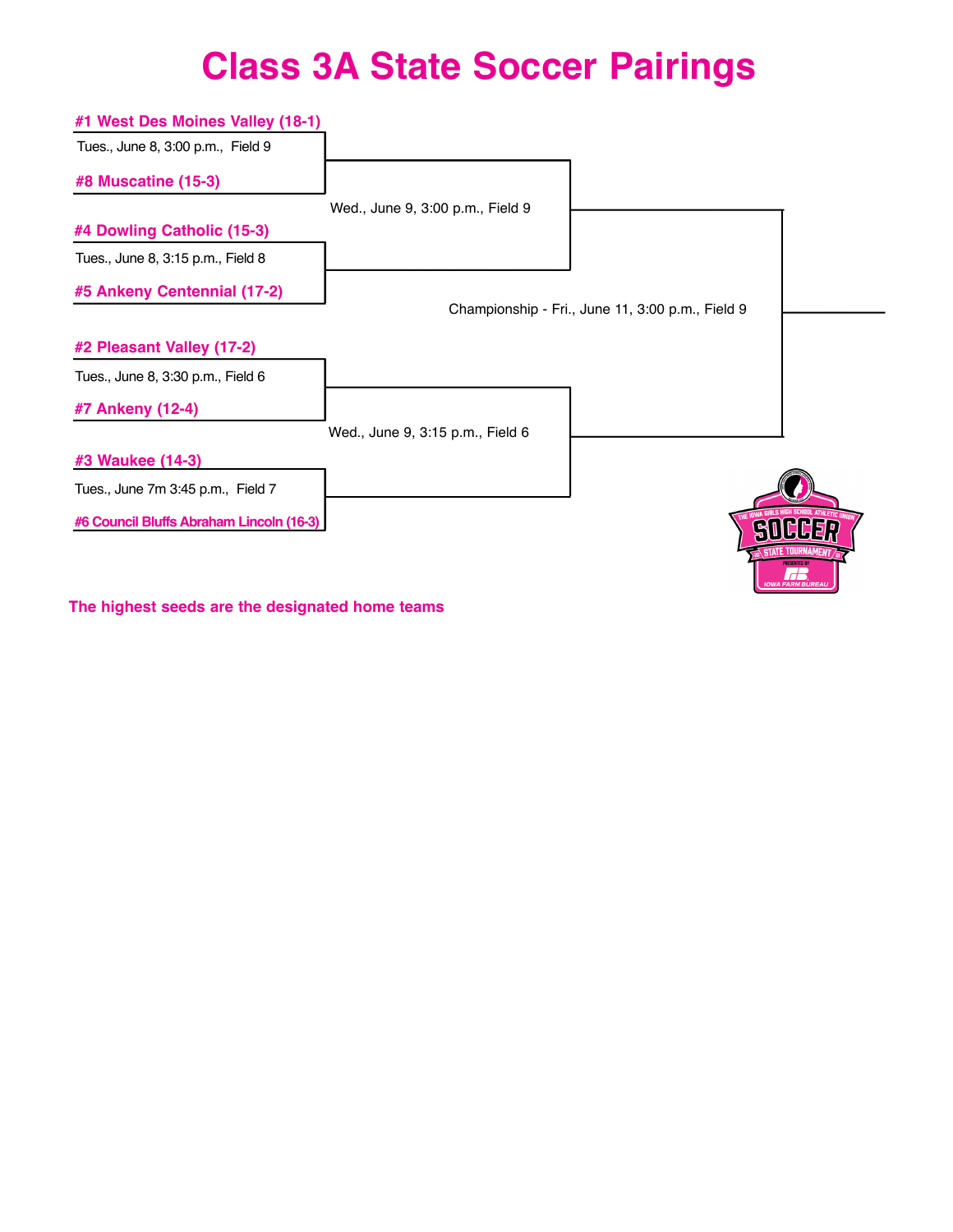# Class 3A State Soccer Pairings

#1 West Des Moines Valley (18-1)

Tues., June 8, 3:00 p.m., Field 9

#8 Muscatine (15-3)

Wed., June 9, 3:00 p.m., Field 9

#4 Dowling Catholic (15-3)

Tues., June 8, 3:15 p.m., Field 8

#5 Ankeny Centennial (17-2)

Championship - Fri., June 11, 3:00 p.m., Field 9

#2 Pleasant Valley (17-2)

Tues., June 8, 3:30 p.m., Field 6

#7 Ankeny (12-4)

Wed., June 9, 3:15 p.m., Field 6

#3 Waukee (14-3)

Tues., June 7m 3:45 p.m., Field 7

#6 Council Bluffs Abraham Lincoln (16-3)

The highest seeds are the designated home teams